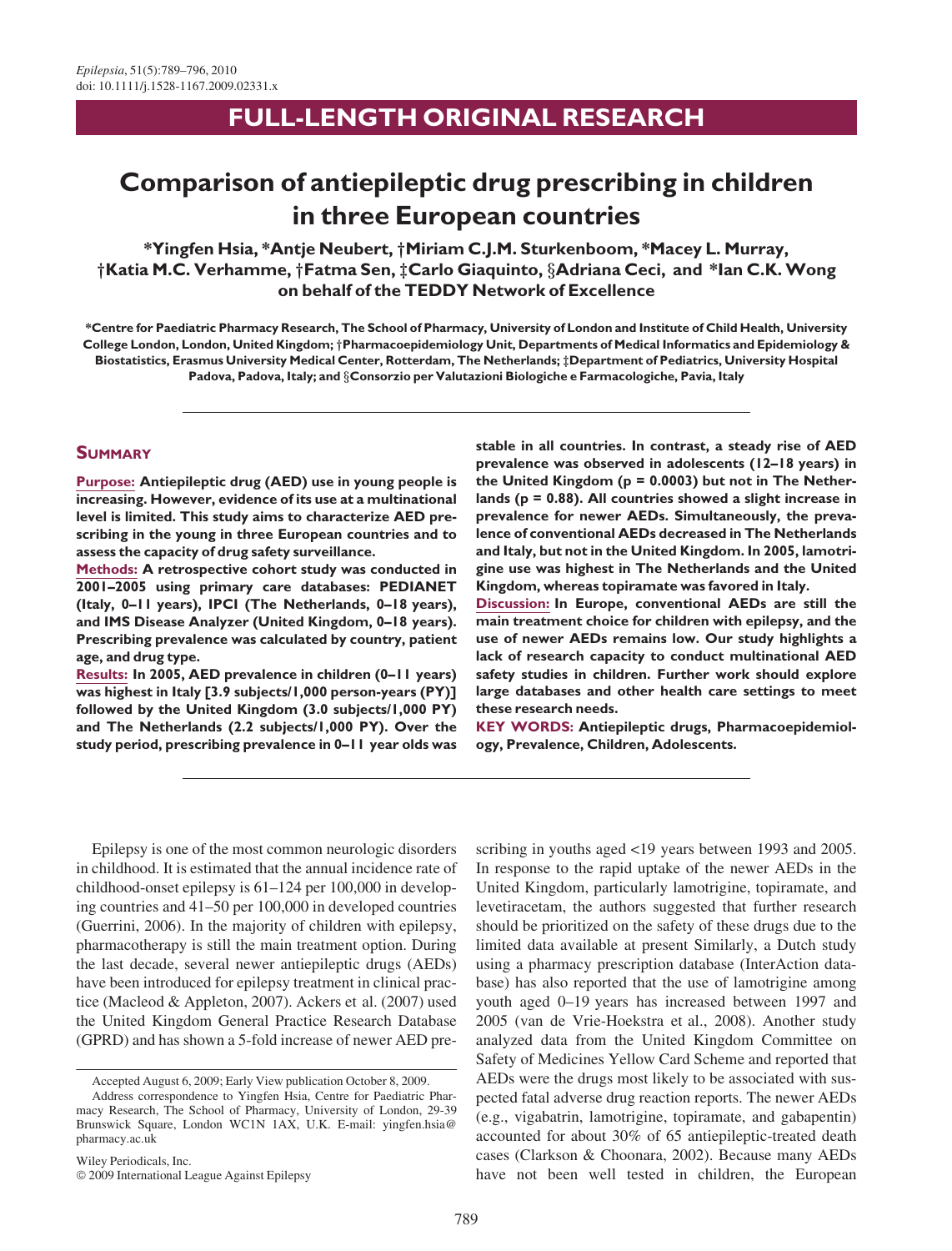FULL-LENGTH ORIGINAL RESEARCH

# Comparison of antiepileptic drug prescribing in children in three European countries

**\*Yingfen Hsia, \*Antje Neubert, †Miriam C.J.M. Sturkenboom, \*Macey L. Murray, †Katia M.C. Verhamme, †Fatma Sen, ‡Carlo Giaquinto, §Adriana Ceci, and \*Ian C.K. Wong on behalf of the TEDDY Network of Excellence**

\*Centre for Paediatric Pharmacy Research, The School of Pharmacy, University of London and Institute of Child Health, University College London, London, United Kingdom; †Pharmacoepidemiology Unit, Departments of Medical Informatics and Epidemiology & Biostatistics, Erasmus University Medical Center, Rotterdam, The Netherlands; ‡Department of Pediatrics, University Hospital Padova, Padova, Italy; and §Consorzio per Valutazioni Biologiche e Farmacologiche, Pavia, Italy

## Summary

**Purpose:** Antiepileptic drug (AED) use in young people is increasing. However, evidence of its use at a multinational level is limited. This study aims to characterize AED prescribing in the young in three European countries and to assess the capacity of drug safety surveillance.

**Methods:** A retrospective cohort study was conducted in 2001–2005 using primary care databases: PEDIANET (Italy, 0–11 years), IPCI (The Netherlands, 0–18 years), and IMS Disease Analyzer (United Kingdom, 0–18 years). Prescribing prevalence was calculated by country, patient age, and drug type.

**Results:** In 2005, AED prevalence in children (0–11 years) was highest in Italy [3.9 subjects/1,000 person-years (PY)] followed by the United Kingdom (3.0 subjects/1,000 PY) and The Netherlands (2.2 subjects/1,000 PY). Over the study period, prescribing prevalence in 0–11 year olds was stable in all countries. In contrast, a steady rise of AED prevalence was observed in adolescents (12–18 years) in the United Kingdom ($p = 0.0003$) but not in The Netherlands ($p = 0.88$). All countries showed a slight increase in prevalence for newer AEDs. Simultaneously, the prevalence of conventional AEDs decreased in The Netherlands and Italy, but not in the United Kingdom. In 2005, lamotrigine use was highest in The Netherlands and the United Kingdom, whereas topiramate was favored in Italy.

**Discussion:** In Europe, conventional AEDs are still the main treatment choice for children with epilepsy, and the use of newer AEDs remains low. Our study highlights a lack of research capacity to conduct multinational AED safety studies in children. Further work should explore large databases and other health care settings to meet these research needs.

**KEY WORDS:** Antiepileptic drugs, Pharmacoepidemiology, Prevalence, Children, Adolescents.

Epilepsy is one of the most common neurologic disorders in childhood. It is estimated that the annual incidence rate of childhood-onset epilepsy is 61–124 per 100,000 in developing countries and 41–50 per 100,000 in developed countries (Guerrini, 2006). In the majority of children with epilepsy, pharmacotherapy is still the main treatment option. During the last decade, several newer antiepileptic drugs (AEDs) have been introduced for epilepsy treatment in clinical practice (Macleod & Appleton, 2007). Ackers et al. (2007) used the United Kingdom General Practice Research Database (GPRD) and has shown a 5-fold increase of newer AED prescribing in youths aged <19 years between 1993 and 2005. In response to the rapid uptake of the newer AEDs in the United Kingdom, particularly lamotrigine, topiramate, and levetiracetam, the authors suggested that further research should be prioritized on the safety of these drugs due to the limited data available at present Similarly, a Dutch study using a pharmacy prescription database (InterAction database) has also reported that the use of lamotrigine among youth aged 0–19 years has increased between 1997 and 2005 (van de Vrie-Hoekstra et al., 2008). Another study analyzed data from the United Kingdom Committee on Safety of Medicines Yellow Card Scheme and reported that AEDs were the drugs most likely to be associated with suspected fatal adverse drug reaction reports. The newer AEDs (e.g., vigabatrin, lamotrigine, topiramate, and gabapentin) accounted for about 30% of 65 antiepileptic-treated death cases (Clarkson & Choonara, 2002). Because many AEDs have not been well tested in children, the European

Accepted August 6, 2009; Early View publication October 8, 2009.

Address correspondence to Yingfen Hsia, Centre for Paediatric Pharmacy Research, The School of Pharmacy, University of London, 29-39 Brunswick Square, London WC1N 1AX, U.K. E-mail: yingfen.hsia@pharmacy.ac.uk

Wiley Periodicals, Inc.
© 2009 International League Against Epilepsy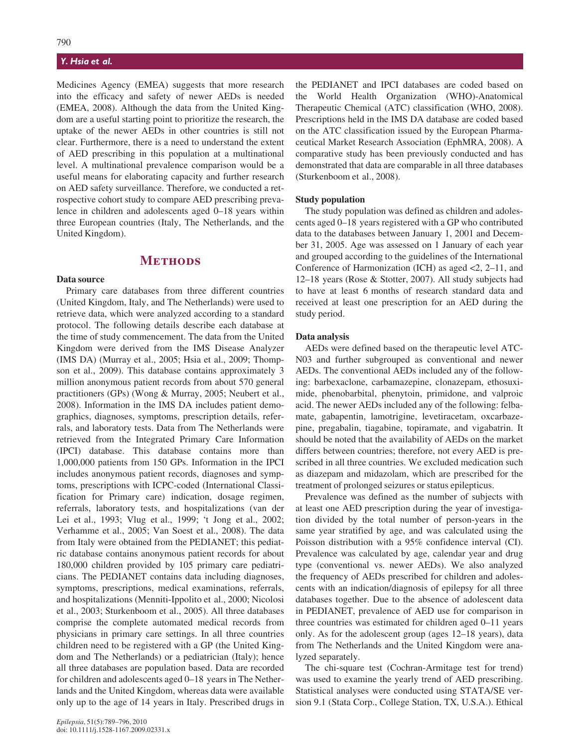Medicines Agency (EMEA) suggests that more research into the efficacy and safety of newer AEDs is needed (EMEA, 2008). Although the data from the United Kingdom are a useful starting point to prioritize the research, the uptake of the newer AEDs in other countries is still not clear. Furthermore, there is a need to understand the extent of AED prescribing in this population at a multinational level. A multinational prevalence comparison would be a useful means for elaborating capacity and further research on AED safety surveillance. Therefore, we conducted a retrospective cohort study to compare AED prescribing prevalence in children and adolescents aged 0–18 years within three European countries (Italy, The Netherlands, and the United Kingdom).

## Methods

### Data source

Primary care databases from three different countries (United Kingdom, Italy, and The Netherlands) were used to retrieve data, which were analyzed according to a standard protocol. The following details describe each database at the time of study commencement. The data from the United Kingdom were derived from the IMS Disease Analyzer (IMS DA) (Murray et al., 2005; Hsia et al., 2009; Thompson et al., 2009). This database contains approximately 3 million anonymous patient records from about 570 general practitioners (GPs) (Wong & Murray, 2005; Neubert et al., 2008). Information in the IMS DA includes patient demographics, diagnoses, symptoms, prescription details, referrals, and laboratory tests. Data from The Netherlands were retrieved from the Integrated Primary Care Information (IPCI) database. This database contains more than 1,000,000 patients from 150 GPs. Information in the IPCI includes anonymous patient records, diagnoses and symptoms, prescriptions with ICPC-coded (International Classification for Primary care) indication, dosage regimen, referrals, laboratory tests, and hospitalizations (van der Lei et al., 1993; Vlug et al., 1999; 't Jong et al., 2002; Verhamme et al., 2005; Van Soest et al., 2008). The data from Italy were obtained from the PEDIANET; this pediatric database contains anonymous patient records for about 180,000 children provided by 105 primary care pediatricians. The PEDIANET contains data including diagnoses, symptoms, prescriptions, medical examinations, referrals, and hospitalizations (Menniti-Ippolito et al., 2000; Nicolosi et al., 2003; Sturkenboom et al., 2005). All three databases comprise the complete automated medical records from physicians in primary care settings. In all three countries children need to be registered with a GP (the United Kingdom and The Netherlands) or a pediatrician (Italy); hence all three databases are population based. Data are recorded for children and adolescents aged 0–18 years in The Netherlands and the United Kingdom, whereas data were available only up to the age of 14 years in Italy. Prescribed drugs in the PEDIANET and IPCI databases are coded based on the World Health Organization (WHO)-Anatomical Therapeutic Chemical (ATC) classification (WHO, 2008). Prescriptions held in the IMS DA database are coded based on the ATC classification issued by the European Pharmaceutical Market Research Association (EphMRA, 2008). A comparative study has been previously conducted and has demonstrated that data are comparable in all three databases (Sturkenboom et al., 2008).

### Study population

The study population was defined as children and adolescents aged 0–18 years registered with a GP who contributed data to the databases between January 1, 2001 and December 31, 2005. Age was assessed on 1 January of each year and grouped according to the guidelines of the International Conference of Harmonization (ICH) as aged <2, 2–11, and 12–18 years (Rose & Stotter, 2007). All study subjects had to have at least 6 months of research standard data and received at least one prescription for an AED during the study period.

### Data analysis

AEDs were defined based on the therapeutic level ATC-N03 and further subgrouped as conventional and newer AEDs. The conventional AEDs included any of the following: barbexaclone, carbamazepine, clonazepam, ethosuximide, phenobarbital, phenytoin, primidone, and valproic acid. The newer AEDs included any of the following: felbamate, gabapentin, lamotrigine, levetiracetam, oxcarbazepine, pregabalin, tiagabine, topiramate, and vigabatrin. It should be noted that the availability of AEDs on the market differs between countries; therefore, not every AED is prescribed in all three countries. We excluded medication such as diazepam and midazolam, which are prescribed for the treatment of prolonged seizures or status epilepticus.

Prevalence was defined as the number of subjects with at least one AED prescription during the year of investigation divided by the total number of person-years in the same year stratified by age, and was calculated using the Poisson distribution with a 95% confidence interval (CI). Prevalence was calculated by age, calendar year and drug type (conventional vs. newer AEDs). We also analyzed the frequency of AEDs prescribed for children and adolescents with an indication/diagnosis of epilepsy for all three databases together. Due to the absence of adolescent data in PEDIANET, prevalence of AED use for comparison in three countries was estimated for children aged 0–11 years only. As for the adolescent group (ages 12–18 years), data from The Netherlands and the United Kingdom were analyzed separately.

The chi-square test (Cochran-Armitage test for trend) was used to examine the yearly trend of AED prescribing. Statistical analyses were conducted using STATA/SE version 9.1 (Stata Corp., College Station, TX, U.S.A.). Ethical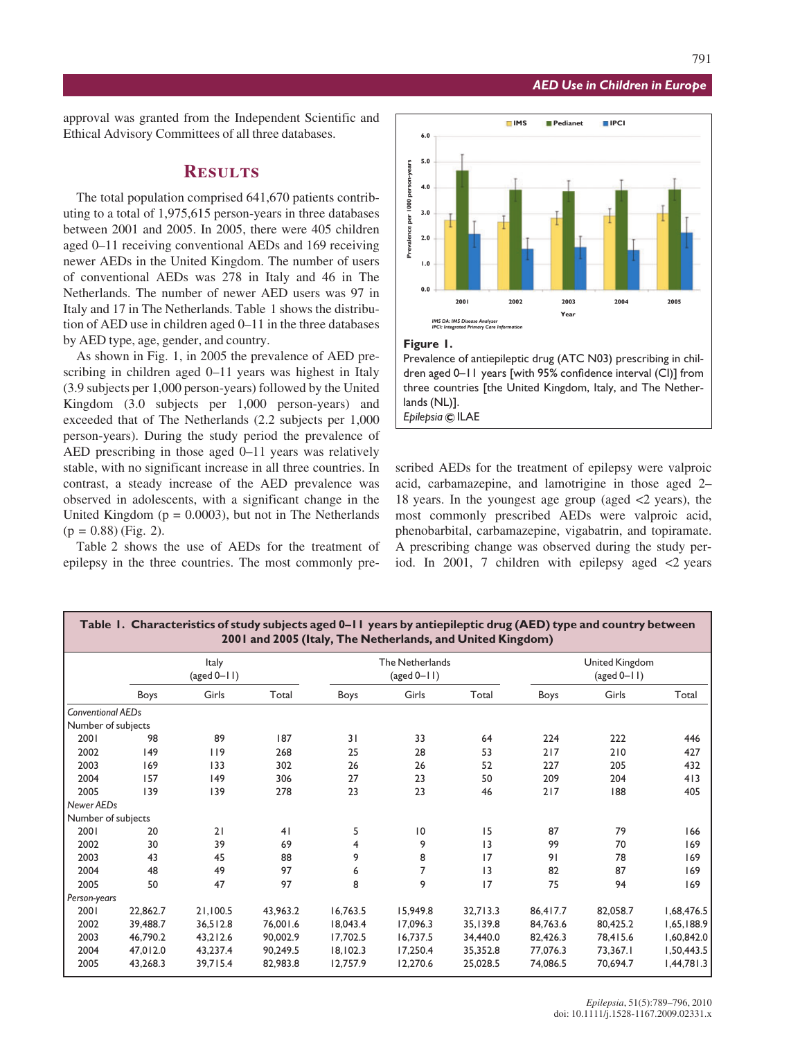approval was granted from the Independent Scientific and Ethical Advisory Committees of all three databases.

## Results

The total population comprised 641,670 patients contributing to a total of 1,975,615 person-years in three databases between 2001 and 2005. In 2005, there were 405 children aged 0–11 receiving conventional AEDs and 169 receiving newer AEDs in the United Kingdom. The number of users of conventional AEDs was 278 in Italy and 46 in The Netherlands. The number of newer AED users was 97 in Italy and 17 in The Netherlands. Table 1 shows the distribution of AED use in children aged 0–11 in the three databases by AED type, age, gender, and country.

As shown in Fig. 1, in 2005 the prevalence of AED prescribing in children aged 0–11 years was highest in Italy (3.9 subjects per 1,000 person-years) followed by the United Kingdom (3.0 subjects per 1,000 person-years) and exceeded that of The Netherlands (2.2 subjects per 1,000 person-years). During the study period the prevalence of AED prescribing in those aged 0–11 years was relatively stable, with no significant increase in all three countries. In contrast, a steady increase of the AED prevalence was observed in adolescents, with a significant change in the United Kingdom ($p = 0.0003$), but not in The Netherlands ($p = 0.88$) (Fig. 2).

Table 2 shows the use of AEDs for the treatment of epilepsy in the three countries. The most commonly prescribed AEDs for the treatment of epilepsy were valproic acid, carbamazepine, and lamotrigine in those aged 2–18 years. In the youngest age group (aged <2 years), the most commonly prescribed AEDs were valproic acid, phenobarbital, carbamazepine, vigabatrin, and topiramate. A prescribing change was observed during the study period. In 2001, 7 children with epilepsy aged <2 years

**Figure 1.**
Prevalence of antiepileptic drug (ATC N03) prescribing in children aged 0–11 years [with 95% confidence interval (CI)] from three countries [the United Kingdom, Italy, and The Netherlands (NL)].
*Epilepsia* © ILAE

**Table 1. Characteristics of study subjects aged 0–11 years by antiepileptic drug (AED) type and country between 2001 and 2005 (Italy, The Netherlands, and United Kingdom)**

| | Italy (aged 0–11) | | | The Netherlands (aged 0–11) | | | United Kingdom (aged 0–11) | | |
|---|---|---|---|---|---|---|---|---|---|
| | Boys | Girls | Total | Boys | Girls | Total | Boys | Girls | Total |
| *Conventional AEDs* | | | | | | | | | |
| Number of subjects | | | | | | | | | |
| 2001 | 98 | 89 | 187 | 31 | 33 | 64 | 224 | 222 | 446 |
| 2002 | 149 | 119 | 268 | 25 | 28 | 53 | 217 | 210 | 427 |
| 2003 | 169 | 133 | 302 | 26 | 26 | 52 | 227 | 205 | 432 |
| 2004 | 157 | 149 | 306 | 27 | 23 | 50 | 209 | 204 | 413 |
| 2005 | 139 | 139 | 278 | 23 | 23 | 46 | 217 | 188 | 405 |
| *Newer AEDs* | | | | | | | | | |
| Number of subjects | | | | | | | | | |
| 2001 | 20 | 21 | 41 | 5 | 10 | 15 | 87 | 79 | 166 |
| 2002 | 30 | 39 | 69 | 4 | 9 | 13 | 99 | 70 | 169 |
| 2003 | 43 | 45 | 88 | 9 | 8 | 17 | 91 | 78 | 169 |
| 2004 | 48 | 49 | 97 | 6 | 7 | 13 | 82 | 87 | 169 |
| 2005 | 50 | 47 | 97 | 8 | 9 | 17 | 75 | 94 | 169 |
| *Person-years* | | | | | | | | | |
| 2001 | 22,862.7 | 21,100.5 | 43,963.2 | 16,763.5 | 15,949.8 | 32,713.3 | 86,417.7 | 82,058.7 | 1,68,476.5 |
| 2002 | 39,488.7 | 36,512.8 | 76,001.6 | 18,043.4 | 17,096.3 | 35,139.8 | 84,763.6 | 80,425.2 | 1,65,188.9 |
| 2003 | 46,790.2 | 43,212.6 | 90,002.9 | 17,702.5 | 16,737.5 | 34,440.0 | 82,426.3 | 78,415.6 | 1,60,842.0 |
| 2004 | 47,012.0 | 43,237.4 | 90,249.5 | 18,102.3 | 17,250.4 | 35,352.8 | 77,076.3 | 73,367.1 | 1,50,443.5 |
| 2005 | 43,268.3 | 39,715.4 | 82,983.8 | 12,757.9 | 12,270.6 | 25,028.5 | 74,086.5 | 70,694.7 | 1,44,781.3 |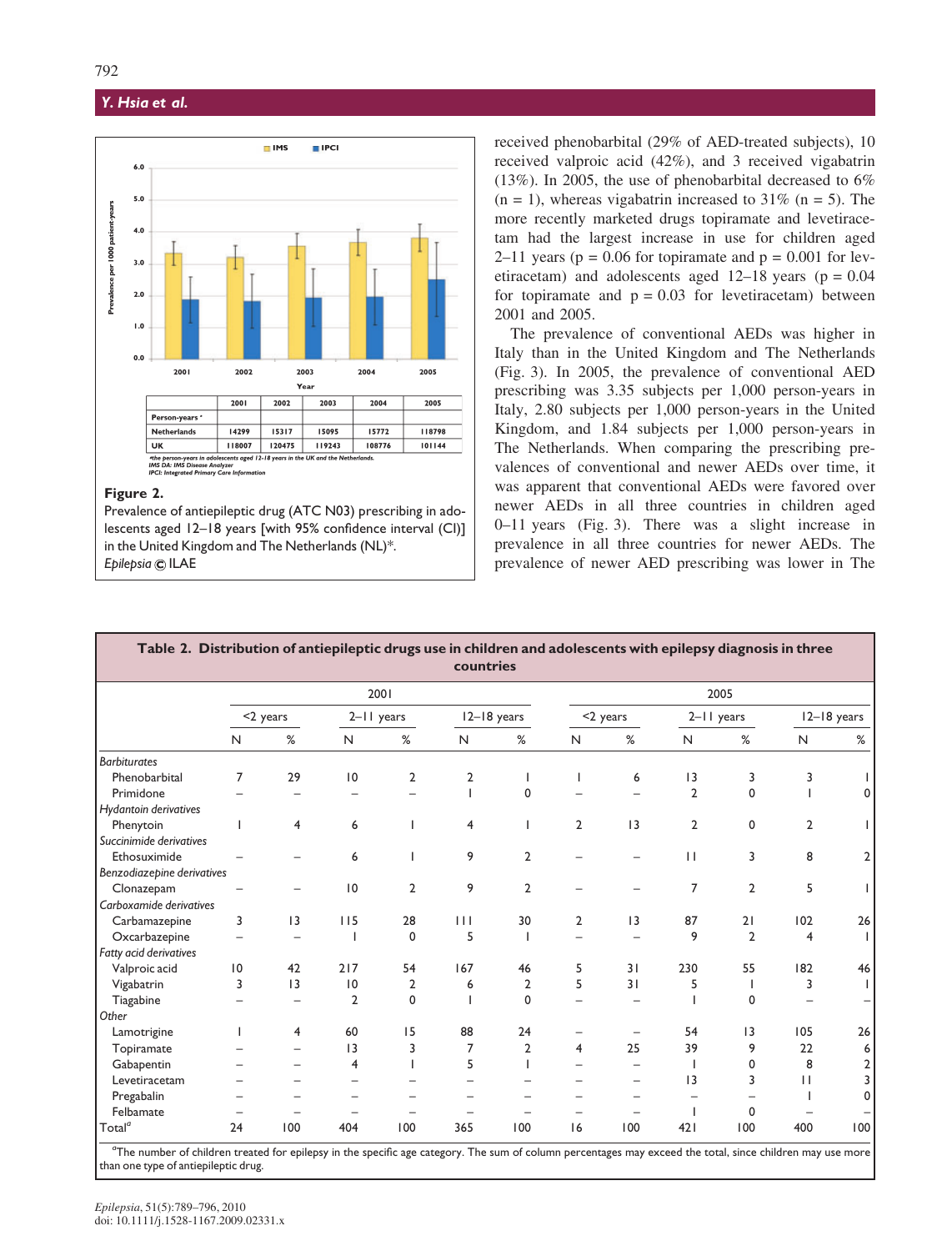| | 2001 | 2002 | 2003 | 2004 | 2005 |
|---|---|---|---|---|---|
| Person-years* | | | | | |
| Netherlands | 14299 | 15317 | 15095 | 15772 | 118798 |
| UK | 118007 | 120475 | 119243 | 108776 | 101144 |

*the person-years in adolescents aged 12–18 years in the UK and the Netherlands.
IMS DA: IMS Disease Analyzer
IPCI: Integrated Primary Care Information

**Figure 2.**
Prevalence of antiepileptic drug (ATC N03) prescribing in adolescents aged 12–18 years [with 95% confidence interval (CI)] in the United Kingdom and The Netherlands (NL)*.
*Epilepsia* © ILAE

received phenobarbital (29% of AED-treated subjects), 10 received valproic acid (42%), and 3 received vigabatrin (13%). In 2005, the use of phenobarbital decreased to 6% (n = 1), whereas vigabatrin increased to 31% (n = 5). The more recently marketed drugs topiramate and levetiracetam had the largest increase in use for children aged 2–11 years ($p = 0.06$ for topiramate and $p = 0.001$ for levetiracetam) and adolescents aged 12–18 years ($p = 0.04$ for topiramate and $p = 0.03$ for levetiracetam) between 2001 and 2005.

The prevalence of conventional AEDs was higher in Italy than in the United Kingdom and The Netherlands (Fig. 3). In 2005, the prevalence of conventional AED prescribing was 3.35 subjects per 1,000 person-years in Italy, 2.80 subjects per 1,000 person-years in the United Kingdom, and 1.84 subjects per 1,000 person-years in The Netherlands. When comparing the prescribing prevalences of conventional and newer AEDs over time, it was apparent that conventional AEDs were favored over newer AEDs in all three countries in children aged 0–11 years (Fig. 3). There was a slight increase in prevalence in all three countries for newer AEDs. The prevalence of newer AED prescribing was lower in The

**Table 2. Distribution of antiepileptic drugs use in children and adolescents with epilepsy diagnosis in three countries**

| | 2001 | | | | | | 2005 | | | | | |
|---|---|---|---|---|---|---|---|---|---|---|---|---|
| | <2 years | | 2–11 years | | 12–18 years | | <2 years | | 2–11 years | | 12–18 years | |
| | N | % | N | % | N | % | N | % | N | % | N | % |
| *Barbiturates* | | | | | | | | | | | | |
| Phenobarbital | 7 | 29 | 10 | 2 | 2 | 1 | 1 | 6 | 13 | 3 | 3 | 1 |
| Primidone | – | – | – | – | 1 | 0 | – | – | 2 | 0 | 1 | 0 |
| *Hydantoin derivatives* | | | | | | | | | | | | |
| Phenytoin | 1 | 4 | 6 | 1 | 4 | 1 | 2 | 13 | 2 | 0 | 2 | 1 |
| *Succinimide derivatives* | | | | | | | | | | | | |
| Ethosuximide | – | – | 6 | 1 | 9 | 2 | – | – | 11 | 3 | 8 | 2 |
| *Benzodiazepine derivatives* | | | | | | | | | | | | |
| Clonazepam | – | – | 10 | 2 | 9 | 2 | – | – | 7 | 2 | 5 | 1 |
| *Carboxamide derivatives* | | | | | | | | | | | | |
| Carbamazepine | 3 | 13 | 115 | 28 | 111 | 30 | 2 | 13 | 87 | 21 | 102 | 26 |
| Oxcarbazepine | – | – | 1 | 0 | 5 | 1 | – | – | 9 | 2 | 4 | 1 |
| *Fatty acid derivatives* | | | | | | | | | | | | |
| Valproic acid | 10 | 42 | 217 | 54 | 167 | 46 | 5 | 31 | 230 | 55 | 182 | 46 |
| Vigabatrin | 3 | 13 | 10 | 2 | 6 | 2 | 5 | 31 | 5 | 1 | 3 | 1 |
| Tiagabine | – | – | 2 | 0 | 1 | 0 | – | – | 1 | 0 | – | – |
| *Other* | | | | | | | | | | | | |
| Lamotrigine | 1 | 4 | 60 | 15 | 88 | 24 | – | – | 54 | 13 | 105 | 26 |
| Topiramate | – | – | 13 | 3 | 7 | 2 | 4 | 25 | 39 | 9 | 22 | 6 |
| Gabapentin | – | – | 4 | 1 | 5 | 1 | – | – | 1 | 0 | 8 | 2 |
| Levetiracetam | – | – | – | – | – | – | – | – | 13 | 3 | 11 | 3 |
| Pregabalin | – | – | – | – | – | – | – | – | – | – | 1 | 0 |
| Felbamate | – | – | – | – | – | – | – | – | 1 | 0 | – | – |
| Total[a] | 24 | 100 | 404 | 100 | 365 | 100 | 16 | 100 | 421 | 100 | 400 | 100 |

[a]The number of children treated for epilepsy in the specific age category. The sum of column percentages may exceed the total, since children may use more than one type of antiepileptic drug.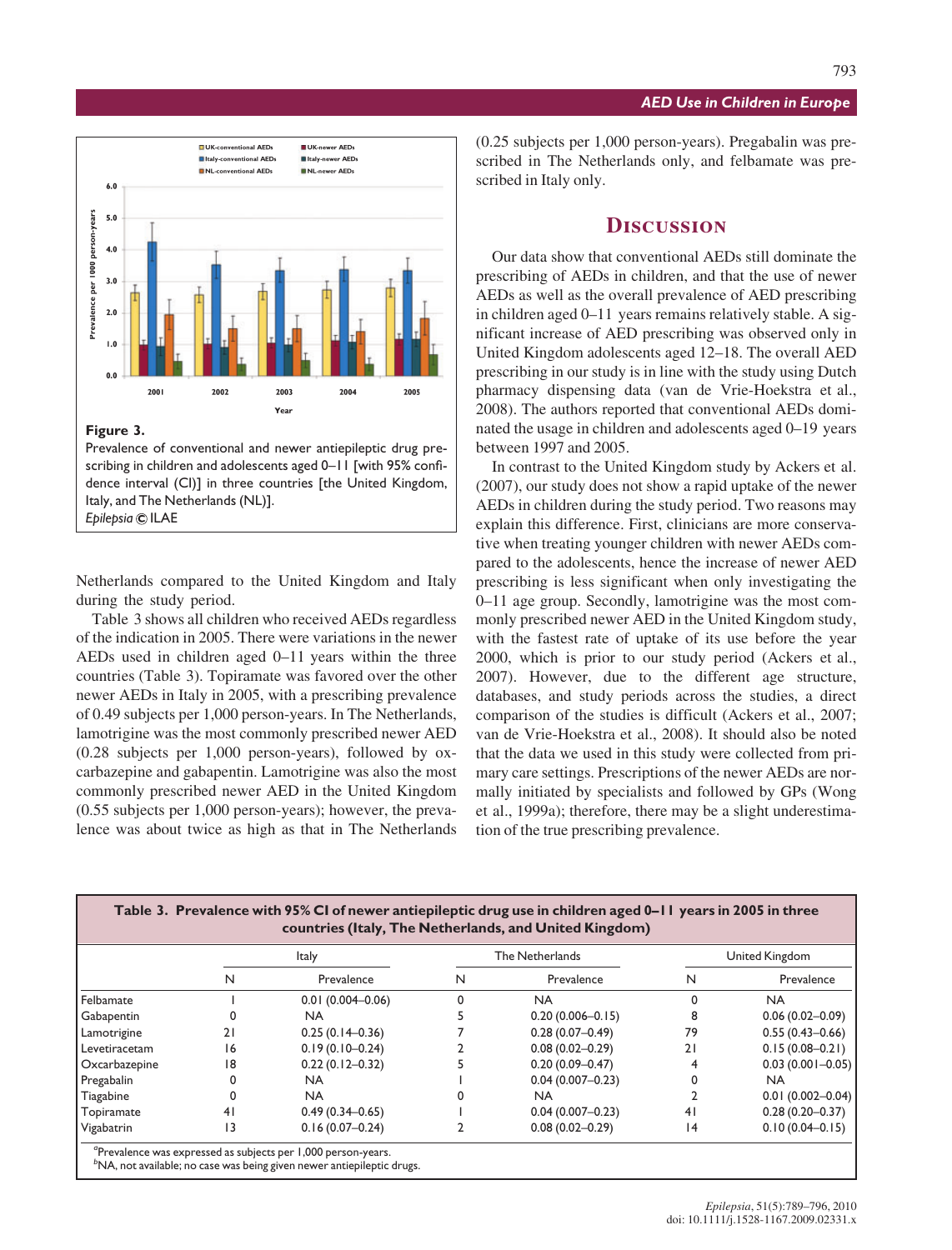Figure 3.
Prevalence of conventional and newer antiepileptic drug prescribing in children and adolescents aged 0–11 [with 95% confidence interval (CI)] in three countries [the United Kingdom, Italy, and The Netherlands (NL)].
*Epilepsia* © ILAE

Netherlands compared to the United Kingdom and Italy during the study period.

Table 3 shows all children who received AEDs regardless of the indication in 2005. There were variations in the newer AEDs used in children aged 0–11 years within the three countries (Table 3). Topiramate was favored over the other newer AEDs in Italy in 2005, with a prescribing prevalence of 0.49 subjects per 1,000 person-years. In The Netherlands, lamotrigine was the most commonly prescribed newer AED (0.28 subjects per 1,000 person-years), followed by oxcarbazepine and gabapentin. Lamotrigine was also the most commonly prescribed newer AED in the United Kingdom (0.55 subjects per 1,000 person-years); however, the prevalence was about twice as high as that in The Netherlands (0.25 subjects per 1,000 person-years). Pregabalin was prescribed in The Netherlands only, and felbamate was prescribed in Italy only.

## Discussion

Our data show that conventional AEDs still dominate the prescribing of AEDs in children, and that the use of newer AEDs as well as the overall prevalence of AED prescribing in children aged 0–11 years remains relatively stable. A significant increase of AED prescribing was observed only in United Kingdom adolescents aged 12–18. The overall AED prescribing in our study is in line with the study using Dutch pharmacy dispensing data (van de Vrie-Hoekstra et al., 2008). The authors reported that conventional AEDs dominated the usage in children and adolescents aged 0–19 years between 1997 and 2005.

In contrast to the United Kingdom study by Ackers et al. (2007), our study does not show a rapid uptake of the newer AEDs in children during the study period. Two reasons may explain this difference. First, clinicians are more conservative when treating younger children with newer AEDs compared to the adolescents, hence the increase of newer AED prescribing is less significant when only investigating the 0–11 age group. Secondly, lamotrigine was the most commonly prescribed newer AED in the United Kingdom study, with the fastest rate of uptake of its use before the year 2000, which is prior to our study period (Ackers et al., 2007). However, due to the different age structure, databases, and study periods across the studies, a direct comparison of the studies is difficult (Ackers et al., 2007; van de Vrie-Hoekstra et al., 2008). It should also be noted that the data we used in this study were collected from primary care settings. Prescriptions of the newer AEDs are normally initiated by specialists and followed by GPs (Wong et al., 1999a); therefore, there may be a slight underestimation of the true prescribing prevalence.

**Table 3. Prevalence with 95% CI of newer antiepileptic drug use in children aged 0–11 years in 2005 in three countries (Italy, The Netherlands, and United Kingdom)**

| | Italy | | The Netherlands | | United Kingdom | |
|---|---|---|---|---|---|---|
| | N | Prevalence | N | Prevalence | N | Prevalence |
| Felbamate | 1 | 0.01 (0.004–0.06) | 0 | NA | 0 | NA |
| Gabapentin | 0 | NA | 5 | 0.20 (0.006–0.15) | 8 | 0.06 (0.02–0.09) |
| Lamotrigine | 21 | 0.25 (0.14–0.36) | 7 | 0.28 (0.07–0.49) | 79 | 0.55 (0.43–0.66) |
| Levetiracetam | 16 | 0.19 (0.10–0.24) | 2 | 0.08 (0.02–0.29) | 21 | 0.15 (0.08–0.21) |
| Oxcarbazepine | 18 | 0.22 (0.12–0.32) | 5 | 0.20 (0.09–0.47) | 4 | 0.03 (0.001–0.05) |
| Pregabalin | 0 | NA | 1 | 0.04 (0.007–0.23) | 0 | NA |
| Tiagabine | 0 | NA | 0 | NA | 2 | 0.01 (0.002–0.04) |
| Topiramate | 41 | 0.49 (0.34–0.65) | 1 | 0.04 (0.007–0.23) | 41 | 0.28 (0.20–0.37) |
| Vigabatrin | 13 | 0.16 (0.07–0.24) | 2 | 0.08 (0.02–0.29) | 14 | 0.10 (0.04–0.15) |

[a]Prevalence was expressed as subjects per 1,000 person-years.
[b]NA, not available; no case was being given newer antiepileptic drugs.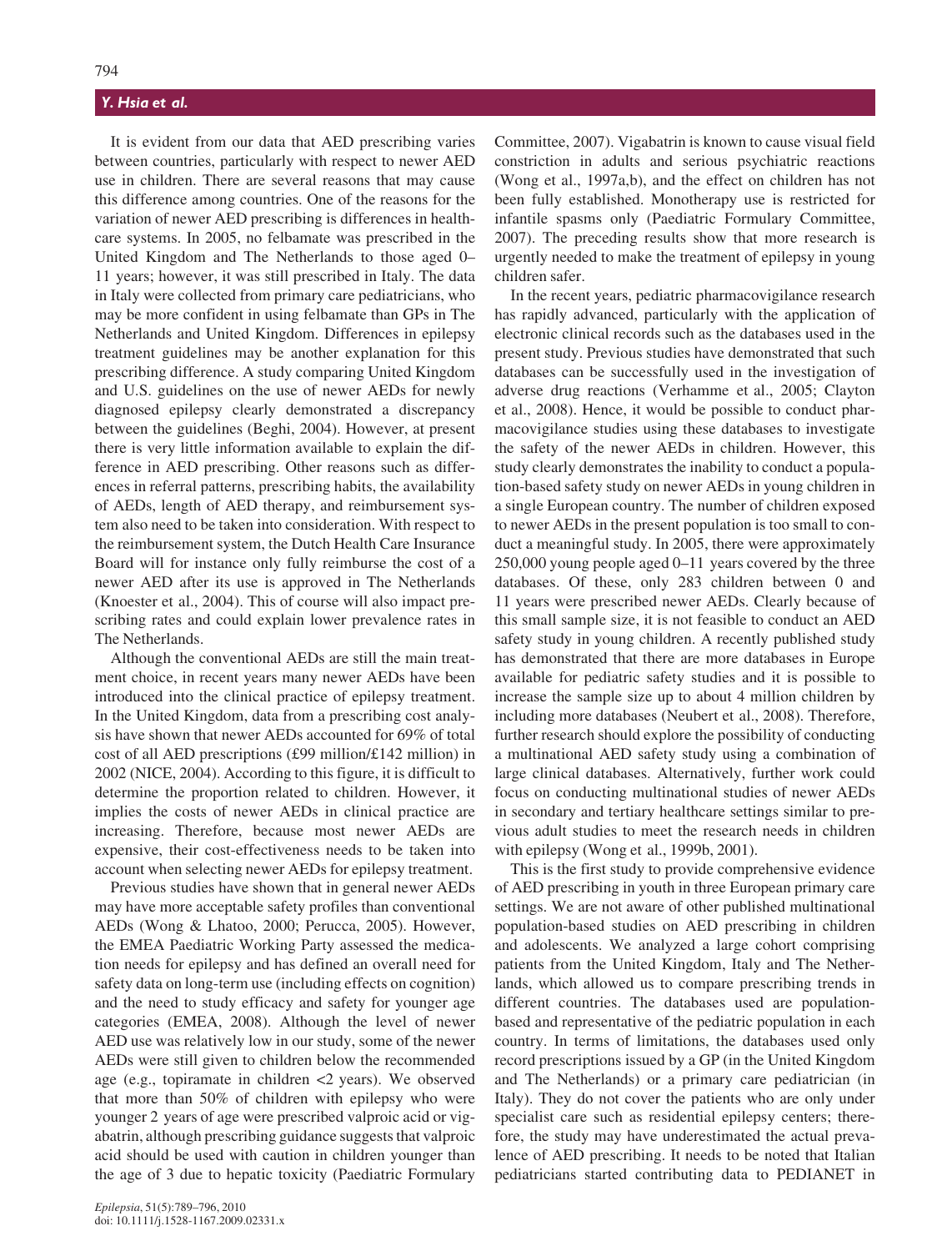It is evident from our data that AED prescribing varies between countries, particularly with respect to newer AED use in children. There are several reasons that may cause this difference among countries. One of the reasons for the variation of newer AED prescribing is differences in healthcare systems. In 2005, no felbamate was prescribed in the United Kingdom and The Netherlands to those aged 0–11 years; however, it was still prescribed in Italy. The data in Italy were collected from primary care pediatricians, who may be more confident in using felbamate than GPs in The Netherlands and United Kingdom. Differences in epilepsy treatment guidelines may be another explanation for this prescribing difference. A study comparing United Kingdom and U.S. guidelines on the use of newer AEDs for newly diagnosed epilepsy clearly demonstrated a discrepancy between the guidelines (Beghi, 2004). However, at present there is very little information available to explain the difference in AED prescribing. Other reasons such as differences in referral patterns, prescribing habits, the availability of AEDs, length of AED therapy, and reimbursement system also need to be taken into consideration. With respect to the reimbursement system, the Dutch Health Care Insurance Board will for instance only fully reimburse the cost of a newer AED after its use is approved in The Netherlands (Knoester et al., 2004). This of course will also impact prescribing rates and could explain lower prevalence rates in The Netherlands.

Although the conventional AEDs are still the main treatment choice, in recent years many newer AEDs have been introduced into the clinical practice of epilepsy treatment. In the United Kingdom, data from a prescribing cost analysis have shown that newer AEDs accounted for 69% of total cost of all AED prescriptions (£99 million/£142 million) in 2002 (NICE, 2004). According to this figure, it is difficult to determine the proportion related to children. However, it implies the costs of newer AEDs in clinical practice are increasing. Therefore, because most newer AEDs are expensive, their cost-effectiveness needs to be taken into account when selecting newer AEDs for epilepsy treatment.

Previous studies have shown that in general newer AEDs may have more acceptable safety profiles than conventional AEDs (Wong & Lhatoo, 2000; Perucca, 2005). However, the EMEA Paediatric Working Party assessed the medication needs for epilepsy and has defined an overall need for safety data on long-term use (including effects on cognition) and the need to study efficacy and safety for younger age categories (EMEA, 2008). Although the level of newer AED use was relatively low in our study, some of the newer AEDs were still given to children below the recommended age (e.g., topiramate in children <2 years). We observed that more than 50% of children with epilepsy who were younger 2 years of age were prescribed valproic acid or vigabatrin, although prescribing guidance suggests that valproic acid should be used with caution in children younger than the age of 3 due to hepatic toxicity (Paediatric Formulary Committee, 2007). Vigabatrin is known to cause visual field constriction in adults and serious psychiatric reactions (Wong et al., 1997a,b), and the effect on children has not been fully established. Monotherapy use is restricted for infantile spasms only (Paediatric Formulary Committee, 2007). The preceding results show that more research is urgently needed to make the treatment of epilepsy in young children safer.

In the recent years, pediatric pharmacovigilance research has rapidly advanced, particularly with the application of electronic clinical records such as the databases used in the present study. Previous studies have demonstrated that such databases can be successfully used in the investigation of adverse drug reactions (Verhamme et al., 2005; Clayton et al., 2008). Hence, it would be possible to conduct pharmacovigilance studies using these databases to investigate the safety of the newer AEDs in children. However, this study clearly demonstrates the inability to conduct a population-based safety study on newer AEDs in young children in a single European country. The number of children exposed to newer AEDs in the present population is too small to conduct a meaningful study. In 2005, there were approximately 250,000 young people aged 0–11 years covered by the three databases. Of these, only 283 children between 0 and 11 years were prescribed newer AEDs. Clearly because of this small sample size, it is not feasible to conduct an AED safety study in young children. A recently published study has demonstrated that there are more databases in Europe available for pediatric safety studies and it is possible to increase the sample size up to about 4 million children by including more databases (Neubert et al., 2008). Therefore, further research should explore the possibility of conducting a multinational AED safety study using a combination of large clinical databases. Alternatively, further work could focus on conducting multinational studies of newer AEDs in secondary and tertiary healthcare settings similar to previous adult studies to meet the research needs in children with epilepsy (Wong et al., 1999b, 2001).

This is the first study to provide comprehensive evidence of AED prescribing in youth in three European primary care settings. We are not aware of other published multinational population-based studies on AED prescribing in children and adolescents. We analyzed a large cohort comprising patients from the United Kingdom, Italy and The Netherlands, which allowed us to compare prescribing trends in different countries. The databases used are population-based and representative of the pediatric population in each country. In terms of limitations, the databases used only record prescriptions issued by a GP (in the United Kingdom and The Netherlands) or a primary care pediatrician (in Italy). They do not cover the patients who are only under specialist care such as residential epilepsy centers; therefore, the study may have underestimated the actual prevalence of AED prescribing. It needs to be noted that Italian pediatricians started contributing data to PEDIANET in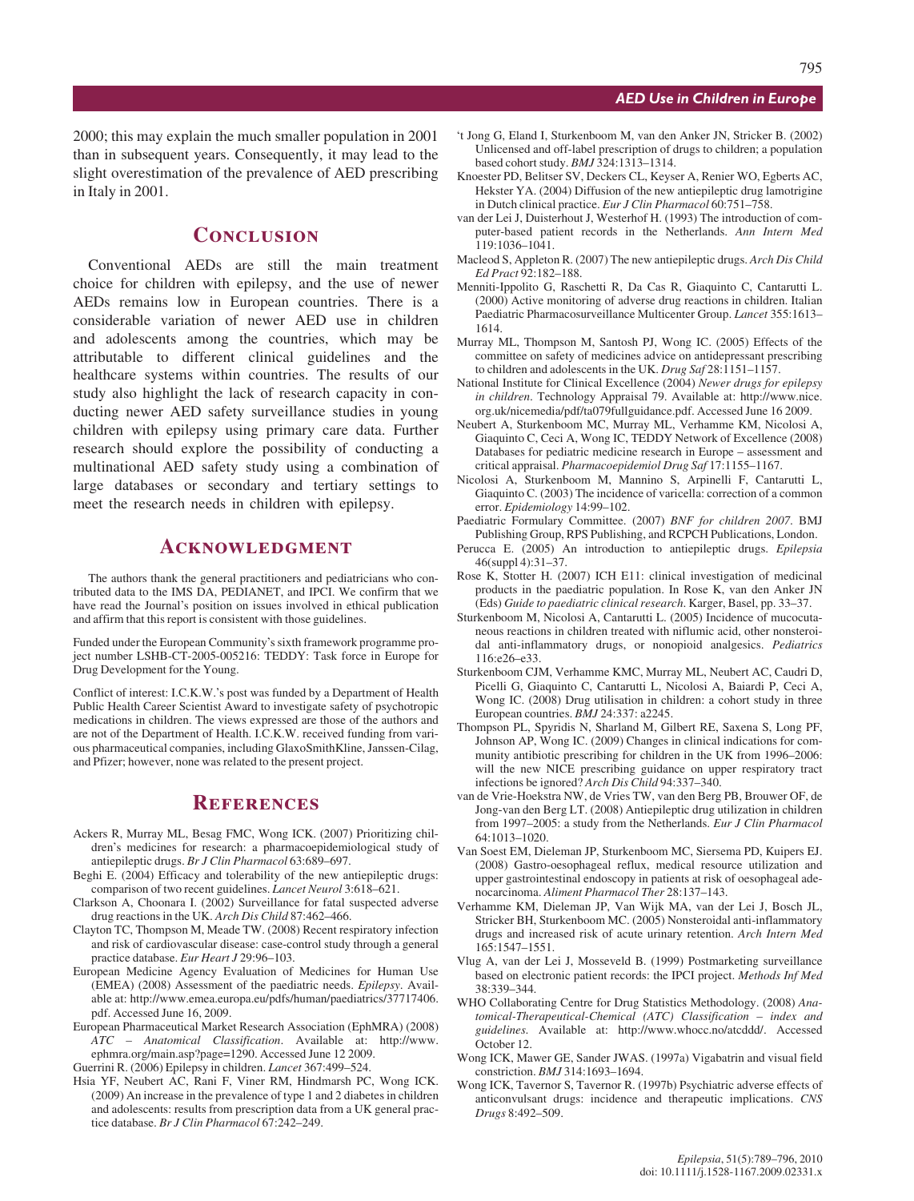2000; this may explain the much smaller population in 2001 than in subsequent years. Consequently, it may lead to the slight overestimation of the prevalence of AED prescribing in Italy in 2001.

## Conclusion

Conventional AEDs are still the main treatment choice for children with epilepsy, and the use of newer AEDs remains low in European countries. There is a considerable variation of newer AED use in children and adolescents among the countries, which may be attributable to different clinical guidelines and the healthcare systems within countries. The results of our study also highlight the lack of research capacity in conducting newer AED safety surveillance studies in young children with epilepsy using primary care data. Further research should explore the possibility of conducting a multinational AED safety study using a combination of large databases or secondary and tertiary settings to meet the research needs in children with epilepsy.

## Acknowledgment

The authors thank the general practitioners and pediatricians who contributed data to the IMS DA, PEDIANET, and IPCI. We confirm that we have read the Journal's position on issues involved in ethical publication and affirm that this report is consistent with those guidelines.

Funded under the European Community's sixth framework programme project number LSHB-CT-2005-005216: TEDDY: Task force in Europe for Drug Development for the Young.

Conflict of interest: I.C.K.W.'s post was funded by a Department of Health Public Health Career Scientist Award to investigate safety of psychotropic medications in children. The views expressed are those of the authors and are not of the Department of Health. I.C.K.W. received funding from various pharmaceutical companies, including GlaxoSmithKline, Janssen-Cilag, and Pfizer; however, none was related to the present project.

## References

Ackers R, Murray ML, Besag FMC, Wong ICK. (2007) Prioritizing children's medicines for research: a pharmacoepidemiological study of antiepileptic drugs. *Br J Clin Pharmacol* 63:689–697.

Beghi E. (2004) Efficacy and tolerability of the new antiepileptic drugs: comparison of two recent guidelines. *Lancet Neurol* 3:618–621.

Clarkson A, Choonara I. (2002) Surveillance for fatal suspected adverse drug reactions in the UK. *Arch Dis Child* 87:462–466.

Clayton TC, Thompson M, Meade TW. (2008) Recent respiratory infection and risk of cardiovascular disease: case-control study through a general practice database. *Eur Heart J* 29:96–103.

European Medicine Agency Evaluation of Medicines for Human Use (EMEA) (2008) Assessment of the paediatric needs. *Epilepsy*. Available at: http://www.emea.europa.eu/pdfs/human/paediatrics/37717406.pdf. Accessed June 16, 2009.

European Pharmaceutical Market Research Association (EphMRA) (2008) *ATC – Anatomical Classification*. Available at: http://www.ephmra.org/main.asp?page=1290. Accessed June 12 2009.

Guerrini R. (2006) Epilepsy in children. *Lancet* 367:499–524.

Hsia YF, Neubert AC, Rani F, Viner RM, Hindmarsh PC, Wong ICK. (2009) An increase in the prevalence of type 1 and 2 diabetes in children and adolescents: results from prescription data from a UK general practice database. *Br J Clin Pharmacol* 67:242–249.

't Jong G, Eland I, Sturkenboom M, van den Anker JN, Stricker B. (2002) Unlicensed and off-label prescription of drugs to children; a population based cohort study. *BMJ* 324:1313–1314.

Knoester PD, Belitser SV, Deckers CL, Keyser A, Renier WO, Egberts AC, Hekster YA. (2004) Diffusion of the new antiepileptic drug lamotrigine in Dutch clinical practice. *Eur J Clin Pharmacol* 60:751–758.

van der Lei J, Duisterhout J, Westerhof H. (1993) The introduction of computer-based patient records in the Netherlands. *Ann Intern Med* 119:1036–1041.

Macleod S, Appleton R. (2007) The new antiepileptic drugs. *Arch Dis Child Ed Pract* 92:182–188.

Menniti-Ippolito G, Raschetti R, Da Cas R, Giaquinto C, Cantarutti L. (2000) Active monitoring of adverse drug reactions in children. Italian Paediatric Pharmacosurveillance Multicenter Group. *Lancet* 355:1613–1614.

Murray ML, Thompson M, Santosh PJ, Wong IC. (2005) Effects of the committee on safety of medicines advice on antidepressant prescribing to children and adolescents in the UK. *Drug Saf* 28:1151–1157.

National Institute for Clinical Excellence (2004) *Newer drugs for epilepsy in children*. Technology Appraisal 79. Available at: http://www.nice.org.uk/nicemedia/pdf/ta079fullguidance.pdf. Accessed June 16 2009.

Neubert A, Sturkenboom MC, Murray ML, Verhamme KM, Nicolosi A, Giaquinto C, Ceci A, Wong IC, TEDDY Network of Excellence (2008) Databases for pediatric medicine research in Europe – assessment and critical appraisal. *Pharmacoepidemiol Drug Saf* 17:1155–1167.

Nicolosi A, Sturkenboom M, Mannino S, Arpinelli F, Cantarutti L, Giaquinto C. (2003) The incidence of varicella: correction of a common error. *Epidemiology* 14:99–102.

Paediatric Formulary Committee. (2007) *BNF for children 2007*. BMJ Publishing Group, RPS Publishing, and RCPCH Publications, London.

Perucca E. (2005) An introduction to antiepileptic drugs. *Epilepsia* 46(suppl 4):31–37.

Rose K, Stotter H. (2007) ICH E11: clinical investigation of medicinal products in the paediatric population. In Rose K, van den Anker JN (Eds) *Guide to paediatric clinical research*. Karger, Basel, pp. 33–37.

Sturkenboom M, Nicolosi A, Cantarutti L. (2005) Incidence of mucocutaneous reactions in children treated with niflumic acid, other nonsteroidal anti-inflammatory drugs, or nonopioid analgesics. *Pediatrics* 116:e26–e33.

Sturkenboom CJM, Verhamme KMC, Murray ML, Neubert AC, Caudri D, Picelli G, Giaquinto C, Cantarutti L, Nicolosi A, Baiardi P, Ceci A, Wong IC. (2008) Drug utilisation in children: a cohort study in three European countries. *BMJ* 24:337: a2245.

Thompson PL, Spyridis N, Sharland M, Gilbert RE, Saxena S, Long PF, Johnson AP, Wong IC. (2009) Changes in clinical indications for community antibiotic prescribing for children in the UK from 1996–2006: will the new NICE prescribing guidance on upper respiratory tract infections be ignored? *Arch Dis Child* 94:337–340.

van de Vrie-Hoekstra NW, de Vries TW, van den Berg PB, Brouwer OF, de Jong-van den Berg LT. (2008) Antiepileptic drug utilization in children from 1997–2005: a study from the Netherlands. *Eur J Clin Pharmacol* 64:1013–1020.

Van Soest EM, Dieleman JP, Sturkenboom MC, Siersema PD, Kuipers EJ. (2008) Gastro-oesophageal reflux, medical resource utilization and upper gastrointestinal endoscopy in patients at risk of oesophageal adenocarcinoma. *Aliment Pharmacol Ther* 28:137–143.

Verhamme KM, Dieleman JP, Van Wijk MA, van der Lei J, Bosch JL, Stricker BH, Sturkenboom MC. (2005) Nonsteroidal anti-inflammatory drugs and increased risk of acute urinary retention. *Arch Intern Med* 165:1547–1551.

Vlug A, van der Lei J, Mosseveld B. (1999) Postmarketing surveillance based on electronic patient records: the IPCI project. *Methods Inf Med* 38:339–344.

WHO Collaborating Centre for Drug Statistics Methodology. (2008) *Anatomical-Therapeutical-Chemical (ATC) Classification – index and guidelines*. Available at: http://www.whocc.no/atcddd/. Accessed October 12.

Wong ICK, Mawer GE, Sander JWAS. (1997a) Vigabatrin and visual field constriction. *BMJ* 314:1693–1694.

Wong ICK, Tavernor S, Tavernor R. (1997b) Psychiatric adverse effects of anticonvulsant drugs: incidence and therapeutic implications. *CNS Drugs* 8:492–509.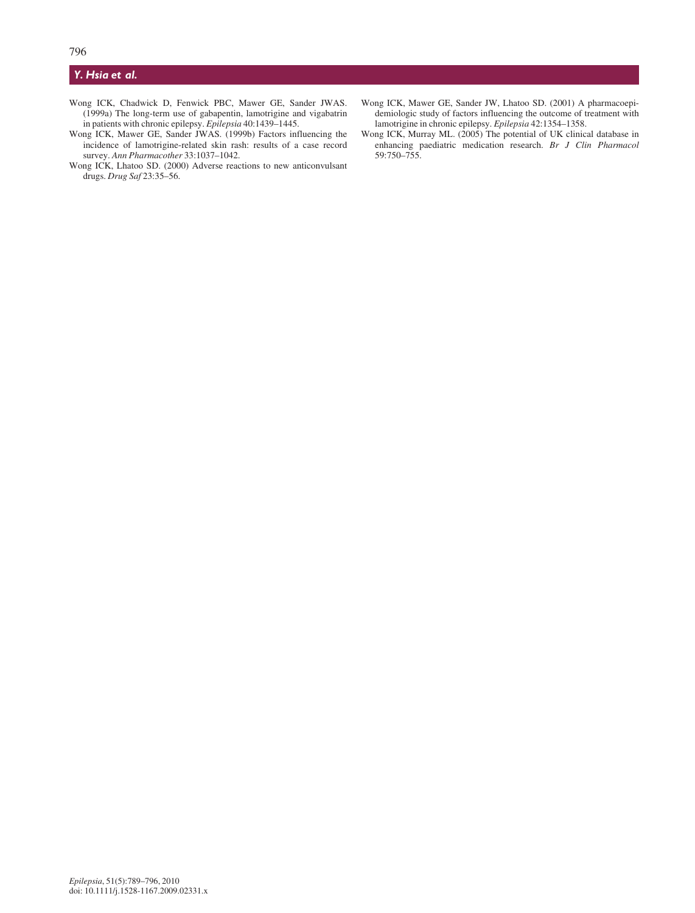Wong ICK, Chadwick D, Fenwick PBC, Mawer GE, Sander JWAS. (1999a) The long-term use of gabapentin, lamotrigine and vigabatrin in patients with chronic epilepsy. *Epilepsia* 40:1439–1445.

Wong ICK, Mawer GE, Sander JWAS. (1999b) Factors influencing the incidence of lamotrigine-related skin rash: results of a case record survey. *Ann Pharmacother* 33:1037–1042.

Wong ICK, Lhatoo SD. (2000) Adverse reactions to new anticonvulsant drugs. *Drug Saf* 23:35–56.

Wong ICK, Mawer GE, Sander JW, Lhatoo SD. (2001) A pharmacoepidemiologic study of factors influencing the outcome of treatment with lamotrigine in chronic epilepsy. *Epilepsia* 42:1354–1358.

Wong ICK, Murray ML. (2005) The potential of UK clinical database in enhancing paediatric medication research. *Br J Clin Pharmacol* 59:750–755.